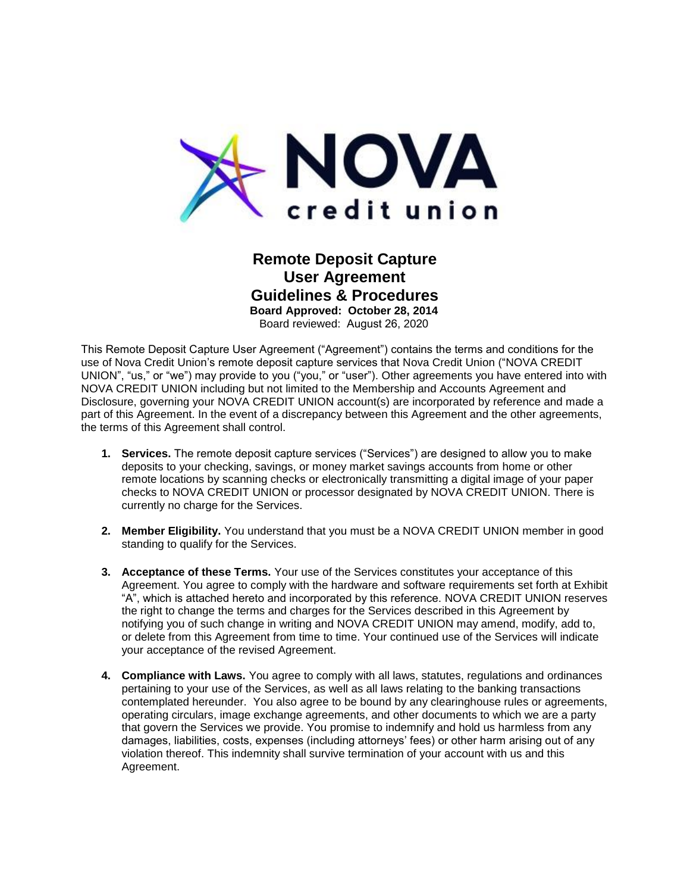# Remote Deposit Capture User Agreement Guidelines & Procedures

**Board Approved: October 28, 2014**

Board reviewed: August 26, 2020

This Remote Deposit Capture User Agreement ("Agreement") contains the terms and conditions for the use of Nova Credit Union's remote deposit capture services that Nova Credit Union ("NOVA CREDIT UNION", "us," or "we") may provide to you ("you," or "user"). Other agreements you have entered into with NOVA CREDIT UNION including but not limited to the Membership and Accounts Agreement and Disclosure, governing your NOVA CREDIT UNION account(s) are incorporated by reference and made a part of this Agreement. In the event of a discrepancy between this Agreement and the other agreements, the terms of this Agreement shall control.

1. **Services.** The remote deposit capture services ("Services") are designed to allow you to make deposits to your checking, savings, or money market savings accounts from home or other remote locations by scanning checks or electronically transmitting a digital image of your paper checks to NOVA CREDIT UNION or processor designated by NOVA CREDIT UNION. There is currently no charge for the Services.

2. **Member Eligibility.** You understand that you must be a NOVA CREDIT UNION member in good standing to qualify for the Services.

3. **Acceptance of these Terms.** Your use of the Services constitutes your acceptance of this Agreement. You agree to comply with the hardware and software requirements set forth at Exhibit "A", which is attached hereto and incorporated by this reference. NOVA CREDIT UNION reserves the right to change the terms and charges for the Services described in this Agreement by notifying you of such change in writing and NOVA CREDIT UNION may amend, modify, add to, or delete from this Agreement from time to time. Your continued use of the Services will indicate your acceptance of the revised Agreement.

4. **Compliance with Laws.** You agree to comply with all laws, statutes, regulations and ordinances pertaining to your use of the Services, as well as all laws relating to the banking transactions contemplated hereunder. You also agree to be bound by any clearinghouse rules or agreements, operating circulars, image exchange agreements, and other documents to which we are a party that govern the Services we provide. You promise to indemnify and hold us harmless from any damages, liabilities, costs, expenses (including attorneys' fees) or other harm arising out of any violation thereof. This indemnity shall survive termination of your account with us and this Agreement.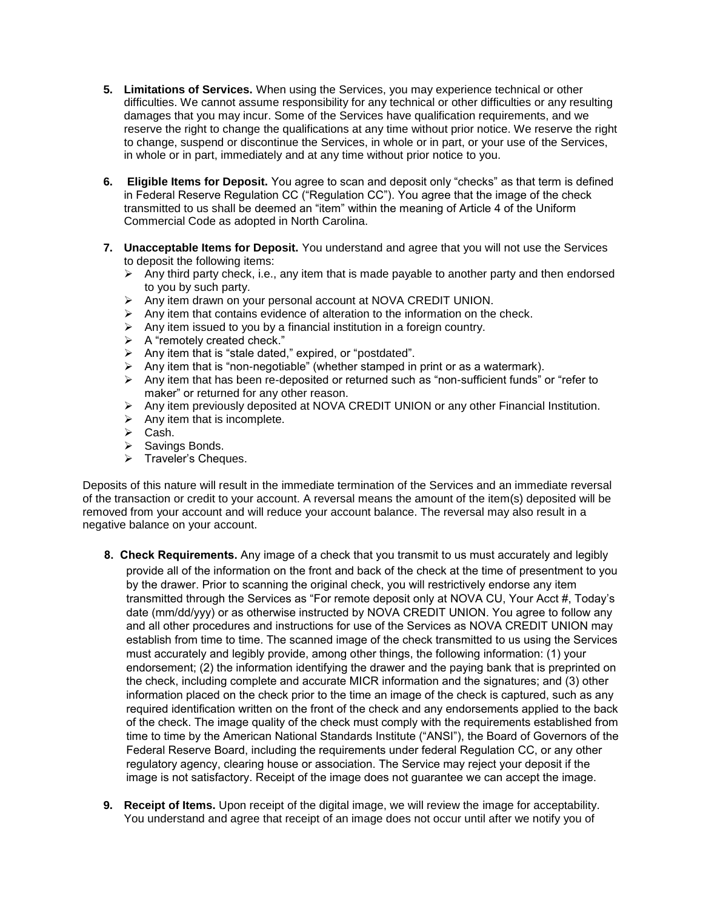5. **Limitations of Services.** When using the Services, you may experience technical or other difficulties. We cannot assume responsibility for any technical or other difficulties or any resulting damages that you may incur. Some of the Services have qualification requirements, and we reserve the right to change the qualifications at any time without prior notice. We reserve the right to change, suspend or discontinue the Services, in whole or in part, or your use of the Services, in whole or in part, immediately and at any time without prior notice to you.

6. **Eligible Items for Deposit.** You agree to scan and deposit only "checks" as that term is defined in Federal Reserve Regulation CC ("Regulation CC"). You agree that the image of the check transmitted to us shall be deemed an "item" within the meaning of Article 4 of the Uniform Commercial Code as adopted in North Carolina.

7. **Unacceptable Items for Deposit.** You understand and agree that you will not use the Services to deposit the following items:
   - Any third party check, i.e., any item that is made payable to another party and then endorsed to you by such party.
   - Any item drawn on your personal account at NOVA CREDIT UNION.
   - Any item that contains evidence of alteration to the information on the check.
   - Any item issued to you by a financial institution in a foreign country.
   - A "remotely created check."
   - Any item that is "stale dated," expired, or "postdated".
   - Any item that is "non-negotiable" (whether stamped in print or as a watermark).
   - Any item that has been re-deposited or returned such as "non-sufficient funds" or "refer to maker" or returned for any other reason.
   - Any item previously deposited at NOVA CREDIT UNION or any other Financial Institution.
   - Any item that is incomplete.
   - Cash.
   - Savings Bonds.
   - Traveler's Cheques.

Deposits of this nature will result in the immediate termination of the Services and an immediate reversal of the transaction or credit to your account. A reversal means the amount of the item(s) deposited will be removed from your account and will reduce your account balance. The reversal may also result in a negative balance on your account.

8. **Check Requirements.** Any image of a check that you transmit to us must accurately and legibly provide all of the information on the front and back of the check at the time of presentment to you by the drawer. Prior to scanning the original check, you will restrictively endorse any item transmitted through the Services as "For remote deposit only at NOVA CU, Your Acct #, Today's date (mm/dd/yyy) or as otherwise instructed by NOVA CREDIT UNION. You agree to follow any and all other procedures and instructions for use of the Services as NOVA CREDIT UNION may establish from time to time. The scanned image of the check transmitted to us using the Services must accurately and legibly provide, among other things, the following information: (1) your endorsement; (2) the information identifying the drawer and the paying bank that is preprinted on the check, including complete and accurate MICR information and the signatures; and (3) other information placed on the check prior to the time an image of the check is captured, such as any required identification written on the front of the check and any endorsements applied to the back of the check. The image quality of the check must comply with the requirements established from time to time by the American National Standards Institute ("ANSI"), the Board of Governors of the Federal Reserve Board, including the requirements under federal Regulation CC, or any other regulatory agency, clearing house or association. The Service may reject your deposit if the image is not satisfactory. Receipt of the image does not guarantee we can accept the image.

9. **Receipt of Items.** Upon receipt of the digital image, we will review the image for acceptability. You understand and agree that receipt of an image does not occur until after we notify you of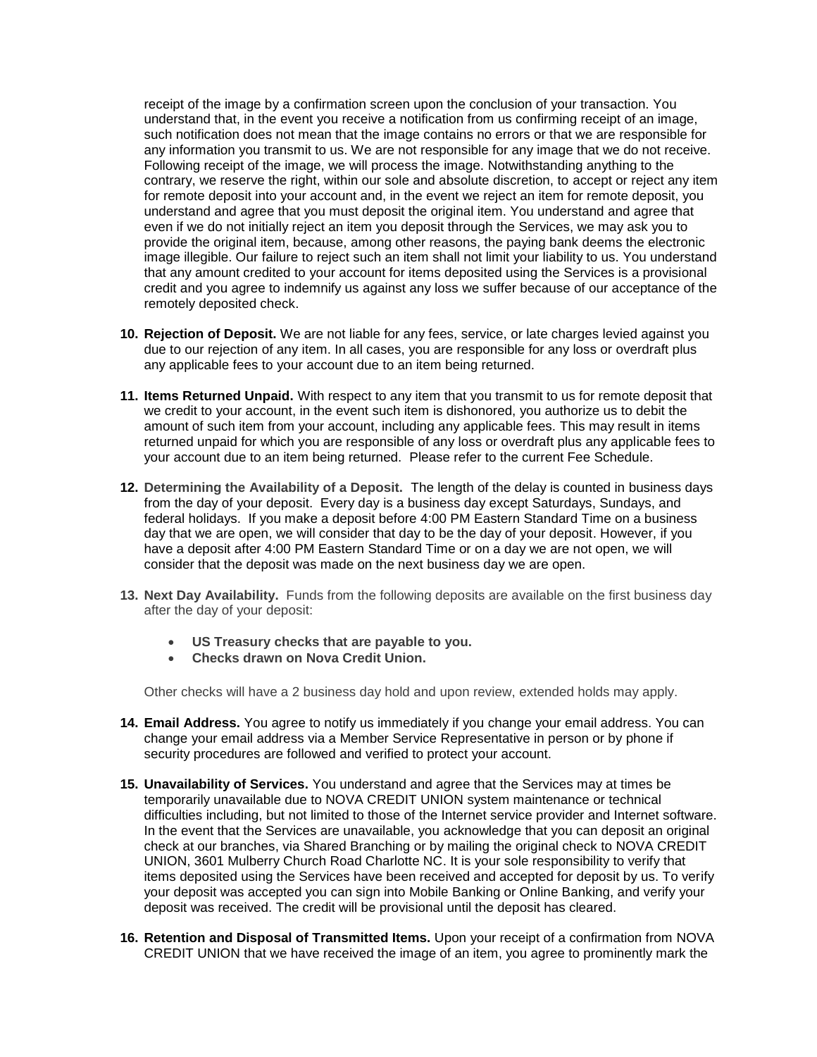receipt of the image by a confirmation screen upon the conclusion of your transaction. You understand that, in the event you receive a notification from us confirming receipt of an image, such notification does not mean that the image contains no errors or that we are responsible for any information you transmit to us. We are not responsible for any image that we do not receive. Following receipt of the image, we will process the image. Notwithstanding anything to the contrary, we reserve the right, within our sole and absolute discretion, to accept or reject any item for remote deposit into your account and, in the event we reject an item for remote deposit, you understand and agree that you must deposit the original item. You understand and agree that even if we do not initially reject an item you deposit through the Services, we may ask you to provide the original item, because, among other reasons, the paying bank deems the electronic image illegible. Our failure to reject such an item shall not limit your liability to us. You understand that any amount credited to your account for items deposited using the Services is a provisional credit and you agree to indemnify us against any loss we suffer because of our acceptance of the remotely deposited check.

10. **Rejection of Deposit.** We are not liable for any fees, service, or late charges levied against you due to our rejection of any item. In all cases, you are responsible for any loss or overdraft plus any applicable fees to your account due to an item being returned.

11. **Items Returned Unpaid.** With respect to any item that you transmit to us for remote deposit that we credit to your account, in the event such item is dishonored, you authorize us to debit the amount of such item from your account, including any applicable fees. This may result in items returned unpaid for which you are responsible of any loss or overdraft plus any applicable fees to your account due to an item being returned. Please refer to the current Fee Schedule.

12. **Determining the Availability of a Deposit.** The length of the delay is counted in business days from the day of your deposit. Every day is a business day except Saturdays, Sundays, and federal holidays. If you make a deposit before 4:00 PM Eastern Standard Time on a business day that we are open, we will consider that day to be the day of your deposit. However, if you have a deposit after 4:00 PM Eastern Standard Time or on a day we are not open, we will consider that the deposit was made on the next business day we are open.

13. **Next Day Availability.** Funds from the following deposits are available on the first business day after the day of your deposit:

    - **US Treasury checks that are payable to you.**
    - **Checks drawn on Nova Credit Union.**

    Other checks will have a 2 business day hold and upon review, extended holds may apply.

14. **Email Address.** You agree to notify us immediately if you change your email address. You can change your email address via a Member Service Representative in person or by phone if security procedures are followed and verified to protect your account.

15. **Unavailability of Services.** You understand and agree that the Services may at times be temporarily unavailable due to NOVA CREDIT UNION system maintenance or technical difficulties including, but not limited to those of the Internet service provider and Internet software. In the event that the Services are unavailable, you acknowledge that you can deposit an original check at our branches, via Shared Branching or by mailing the original check to NOVA CREDIT UNION, 3601 Mulberry Church Road Charlotte NC. It is your sole responsibility to verify that items deposited using the Services have been received and accepted for deposit by us. To verify your deposit was accepted you can sign into Mobile Banking or Online Banking, and verify your deposit was received. The credit will be provisional until the deposit has cleared.

16. **Retention and Disposal of Transmitted Items.** Upon your receipt of a confirmation from NOVA CREDIT UNION that we have received the image of an item, you agree to prominently mark the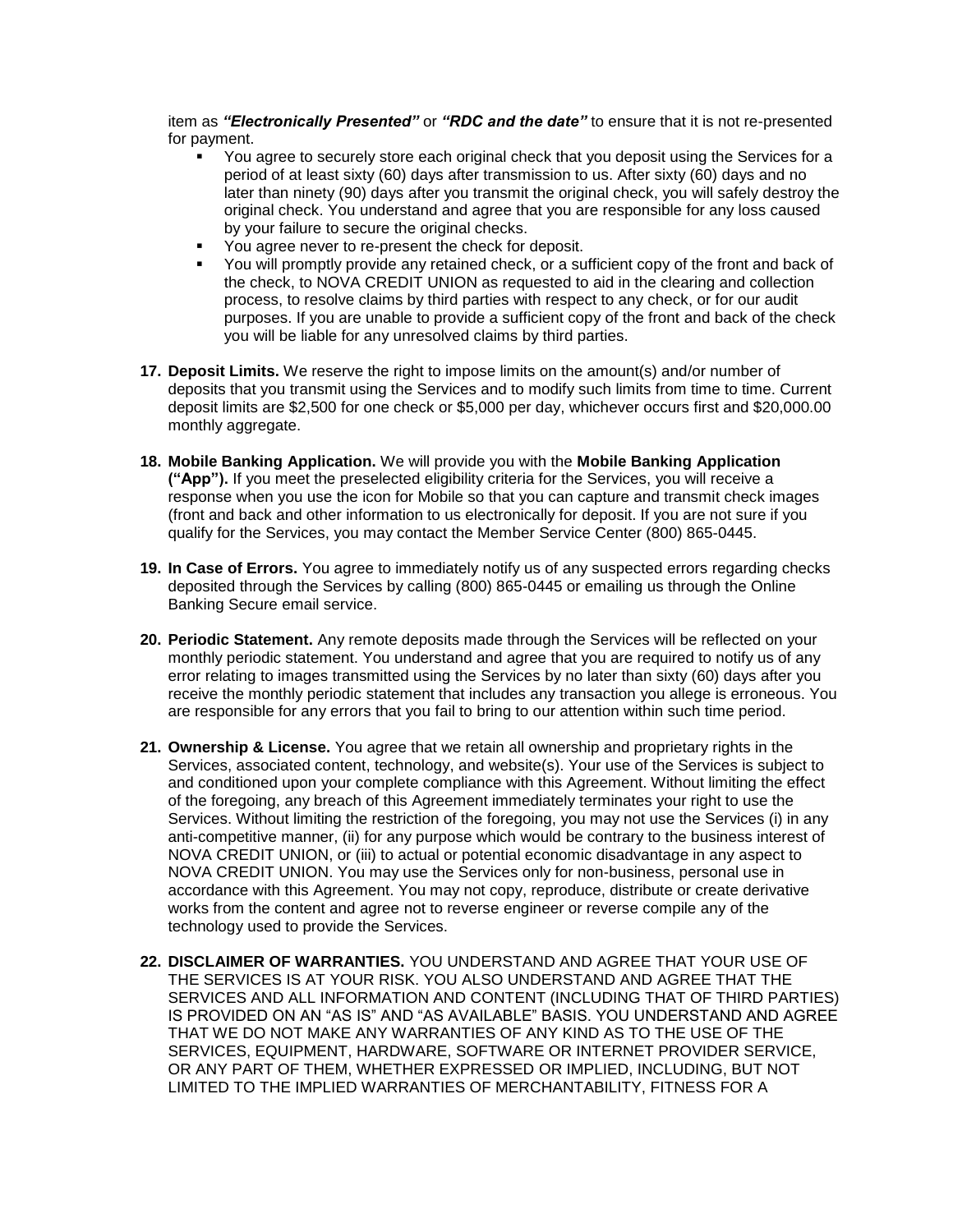item as ***"Electronically Presented"*** or ***"RDC and the date"*** to ensure that it is not re-presented for payment.

- You agree to securely store each original check that you deposit using the Services for a period of at least sixty (60) days after transmission to us. After sixty (60) days and no later than ninety (90) days after you transmit the original check, you will safely destroy the original check. You understand and agree that you are responsible for any loss caused by your failure to secure the original checks.
- You agree never to re-present the check for deposit.
- You will promptly provide any retained check, or a sufficient copy of the front and back of the check, to NOVA CREDIT UNION as requested to aid in the clearing and collection process, to resolve claims by third parties with respect to any check, or for our audit purposes. If you are unable to provide a sufficient copy of the front and back of the check you will be liable for any unresolved claims by third parties.

17. **Deposit Limits.** We reserve the right to impose limits on the amount(s) and/or number of deposits that you transmit using the Services and to modify such limits from time to time. Current deposit limits are $2,500 for one check or $5,000 per day, whichever occurs first and $20,000.00 monthly aggregate.

18. **Mobile Banking Application.** We will provide you with the **Mobile Banking Application ("App").** If you meet the preselected eligibility criteria for the Services, you will receive a response when you use the icon for Mobile so that you can capture and transmit check images (front and back and other information to us electronically for deposit. If you are not sure if you qualify for the Services, you may contact the Member Service Center (800) 865-0445.

19. **In Case of Errors.** You agree to immediately notify us of any suspected errors regarding checks deposited through the Services by calling (800) 865-0445 or emailing us through the Online Banking Secure email service.

20. **Periodic Statement.** Any remote deposits made through the Services will be reflected on your monthly periodic statement. You understand and agree that you are required to notify us of any error relating to images transmitted using the Services by no later than sixty (60) days after you receive the monthly periodic statement that includes any transaction you allege is erroneous. You are responsible for any errors that you fail to bring to our attention within such time period.

21. **Ownership & License.** You agree that we retain all ownership and proprietary rights in the Services, associated content, technology, and website(s). Your use of the Services is subject to and conditioned upon your complete compliance with this Agreement. Without limiting the effect of the foregoing, any breach of this Agreement immediately terminates your right to use the Services. Without limiting the restriction of the foregoing, you may not use the Services (i) in any anti-competitive manner, (ii) for any purpose which would be contrary to the business interest of NOVA CREDIT UNION, or (iii) to actual or potential economic disadvantage in any aspect to NOVA CREDIT UNION. You may use the Services only for non-business, personal use in accordance with this Agreement. You may not copy, reproduce, distribute or create derivative works from the content and agree not to reverse engineer or reverse compile any of the technology used to provide the Services.

22. **DISCLAIMER OF WARRANTIES.** YOU UNDERSTAND AND AGREE THAT YOUR USE OF THE SERVICES IS AT YOUR RISK. YOU ALSO UNDERSTAND AND AGREE THAT THE SERVICES AND ALL INFORMATION AND CONTENT (INCLUDING THAT OF THIRD PARTIES) IS PROVIDED ON AN "AS IS" AND "AS AVAILABLE" BASIS. YOU UNDERSTAND AND AGREE THAT WE DO NOT MAKE ANY WARRANTIES OF ANY KIND AS TO THE USE OF THE SERVICES, EQUIPMENT, HARDWARE, SOFTWARE OR INTERNET PROVIDER SERVICE, OR ANY PART OF THEM, WHETHER EXPRESSED OR IMPLIED, INCLUDING, BUT NOT LIMITED TO THE IMPLIED WARRANTIES OF MERCHANTABILITY, FITNESS FOR A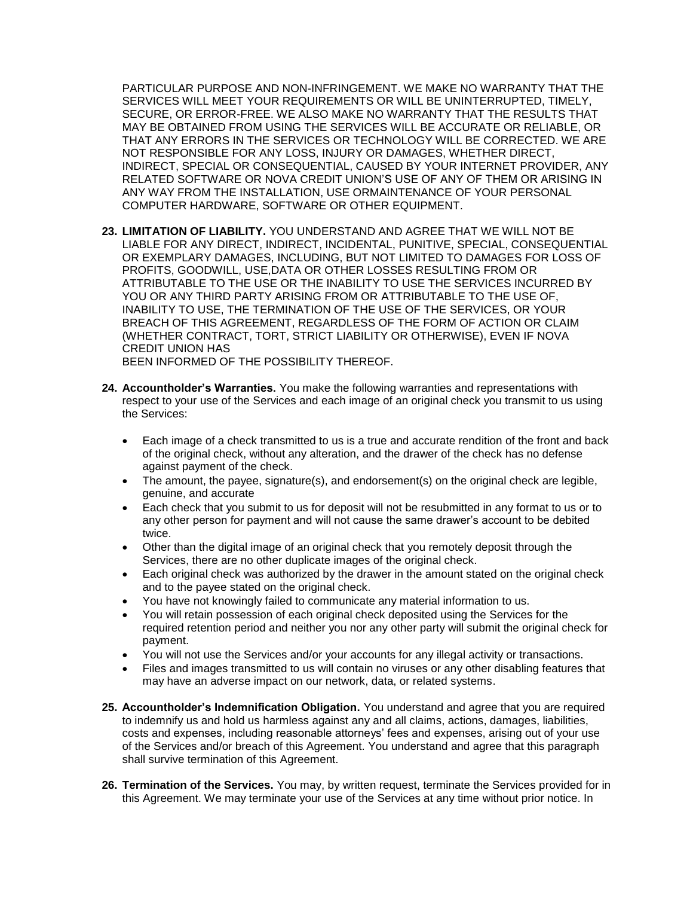PARTICULAR PURPOSE AND NON-INFRINGEMENT. WE MAKE NO WARRANTY THAT THE SERVICES WILL MEET YOUR REQUIREMENTS OR WILL BE UNINTERRUPTED, TIMELY, SECURE, OR ERROR-FREE. WE ALSO MAKE NO WARRANTY THAT THE RESULTS THAT MAY BE OBTAINED FROM USING THE SERVICES WILL BE ACCURATE OR RELIABLE, OR THAT ANY ERRORS IN THE SERVICES OR TECHNOLOGY WILL BE CORRECTED. WE ARE NOT RESPONSIBLE FOR ANY LOSS, INJURY OR DAMAGES, WHETHER DIRECT, INDIRECT, SPECIAL OR CONSEQUENTIAL, CAUSED BY YOUR INTERNET PROVIDER, ANY RELATED SOFTWARE OR NOVA CREDIT UNION'S USE OF ANY OF THEM OR ARISING IN ANY WAY FROM THE INSTALLATION, USE ORMAINTENANCE OF YOUR PERSONAL COMPUTER HARDWARE, SOFTWARE OR OTHER EQUIPMENT.

23. **LIMITATION OF LIABILITY.** YOU UNDERSTAND AND AGREE THAT WE WILL NOT BE LIABLE FOR ANY DIRECT, INDIRECT, INCIDENTAL, PUNITIVE, SPECIAL, CONSEQUENTIAL OR EXEMPLARY DAMAGES, INCLUDING, BUT NOT LIMITED TO DAMAGES FOR LOSS OF PROFITS, GOODWILL, USE,DATA OR OTHER LOSSES RESULTING FROM OR ATTRIBUTABLE TO THE USE OR THE INABILITY TO USE THE SERVICES INCURRED BY YOU OR ANY THIRD PARTY ARISING FROM OR ATTRIBUTABLE TO THE USE OF, INABILITY TO USE, THE TERMINATION OF THE USE OF THE SERVICES, OR YOUR BREACH OF THIS AGREEMENT, REGARDLESS OF THE FORM OF ACTION OR CLAIM (WHETHER CONTRACT, TORT, STRICT LIABILITY OR OTHERWISE), EVEN IF NOVA CREDIT UNION HAS BEEN INFORMED OF THE POSSIBILITY THEREOF.

24. **Accountholder's Warranties.** You make the following warranties and representations with respect to your use of the Services and each image of an original check you transmit to us using the Services:

    - Each image of a check transmitted to us is a true and accurate rendition of the front and back of the original check, without any alteration, and the drawer of the check has no defense against payment of the check.
    - The amount, the payee, signature(s), and endorsement(s) on the original check are legible, genuine, and accurate
    - Each check that you submit to us for deposit will not be resubmitted in any format to us or to any other person for payment and will not cause the same drawer's account to be debited twice.
    - Other than the digital image of an original check that you remotely deposit through the Services, there are no other duplicate images of the original check.
    - Each original check was authorized by the drawer in the amount stated on the original check and to the payee stated on the original check.
    - You have not knowingly failed to communicate any material information to us.
    - You will retain possession of each original check deposited using the Services for the required retention period and neither you nor any other party will submit the original check for payment.
    - You will not use the Services and/or your accounts for any illegal activity or transactions.
    - Files and images transmitted to us will contain no viruses or any other disabling features that may have an adverse impact on our network, data, or related systems.

25. **Accountholder's Indemnification Obligation.** You understand and agree that you are required to indemnify us and hold us harmless against any and all claims, actions, damages, liabilities, costs and expenses, including reasonable attorneys' fees and expenses, arising out of your use of the Services and/or breach of this Agreement. You understand and agree that this paragraph shall survive termination of this Agreement.

26. **Termination of the Services.** You may, by written request, terminate the Services provided for in this Agreement. We may terminate your use of the Services at any time without prior notice. In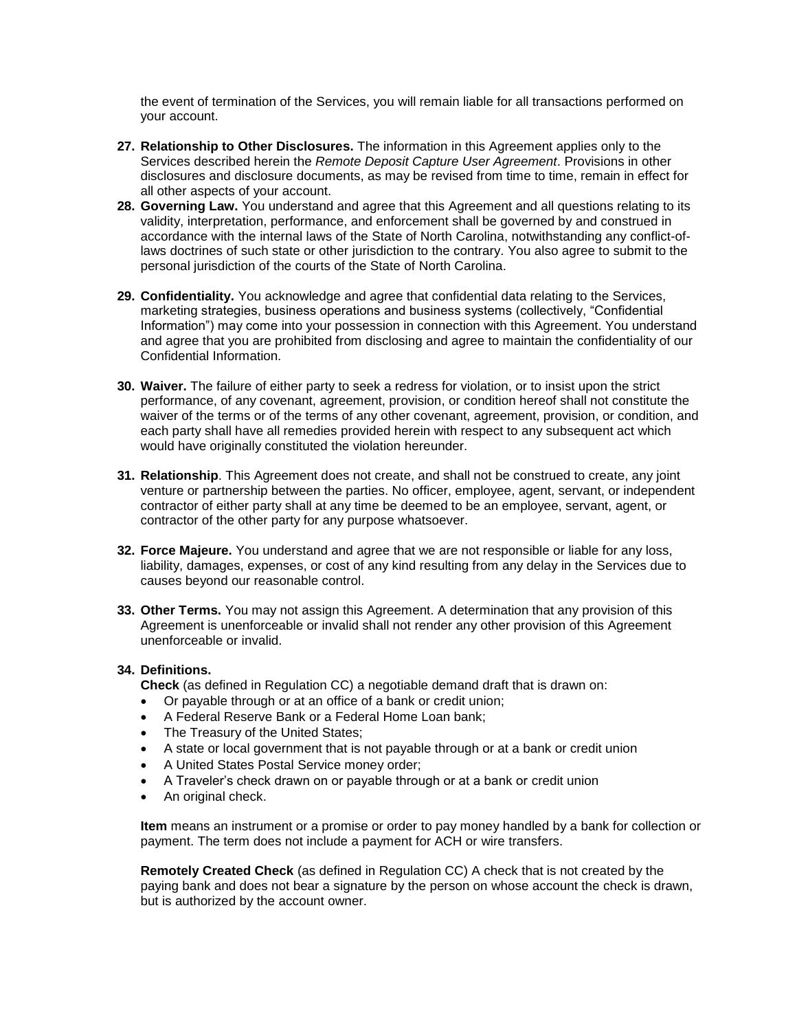the event of termination of the Services, you will remain liable for all transactions performed on your account.

27. **Relationship to Other Disclosures.** The information in this Agreement applies only to the Services described herein the *Remote Deposit Capture User Agreement*. Provisions in other disclosures and disclosure documents, as may be revised from time to time, remain in effect for all other aspects of your account.
28. **Governing Law.** You understand and agree that this Agreement and all questions relating to its validity, interpretation, performance, and enforcement shall be governed by and construed in accordance with the internal laws of the State of North Carolina, notwithstanding any conflict-of-laws doctrines of such state or other jurisdiction to the contrary. You also agree to submit to the personal jurisdiction of the courts of the State of North Carolina.
29. **Confidentiality.** You acknowledge and agree that confidential data relating to the Services, marketing strategies, business operations and business systems (collectively, "Confidential Information") may come into your possession in connection with this Agreement. You understand and agree that you are prohibited from disclosing and agree to maintain the confidentiality of our Confidential Information.
30. **Waiver.** The failure of either party to seek a redress for violation, or to insist upon the strict performance, of any covenant, agreement, provision, or condition hereof shall not constitute the waiver of the terms or of the terms of any other covenant, agreement, provision, or condition, and each party shall have all remedies provided herein with respect to any subsequent act which would have originally constituted the violation hereunder.
31. **Relationship**. This Agreement does not create, and shall not be construed to create, any joint venture or partnership between the parties. No officer, employee, agent, servant, or independent contractor of either party shall at any time be deemed to be an employee, servant, agent, or contractor of the other party for any purpose whatsoever.
32. **Force Majeure.** You understand and agree that we are not responsible or liable for any loss, liability, damages, expenses, or cost of any kind resulting from any delay in the Services due to causes beyond our reasonable control.
33. **Other Terms.** You may not assign this Agreement. A determination that any provision of this Agreement is unenforceable or invalid shall not render any other provision of this Agreement unenforceable or invalid.
34. **Definitions.**

    **Check** (as defined in Regulation CC) a negotiable demand draft that is drawn on:

    - Or payable through or at an office of a bank or credit union;
    - A Federal Reserve Bank or a Federal Home Loan bank;
    - The Treasury of the United States;
    - A state or local government that is not payable through or at a bank or credit union
    - A United States Postal Service money order;
    - A Traveler's check drawn on or payable through or at a bank or credit union
    - An original check.

    **Item** means an instrument or a promise or order to pay money handled by a bank for collection or payment. The term does not include a payment for ACH or wire transfers.

    **Remotely Created Check** (as defined in Regulation CC) A check that is not created by the paying bank and does not bear a signature by the person on whose account the check is drawn, but is authorized by the account owner.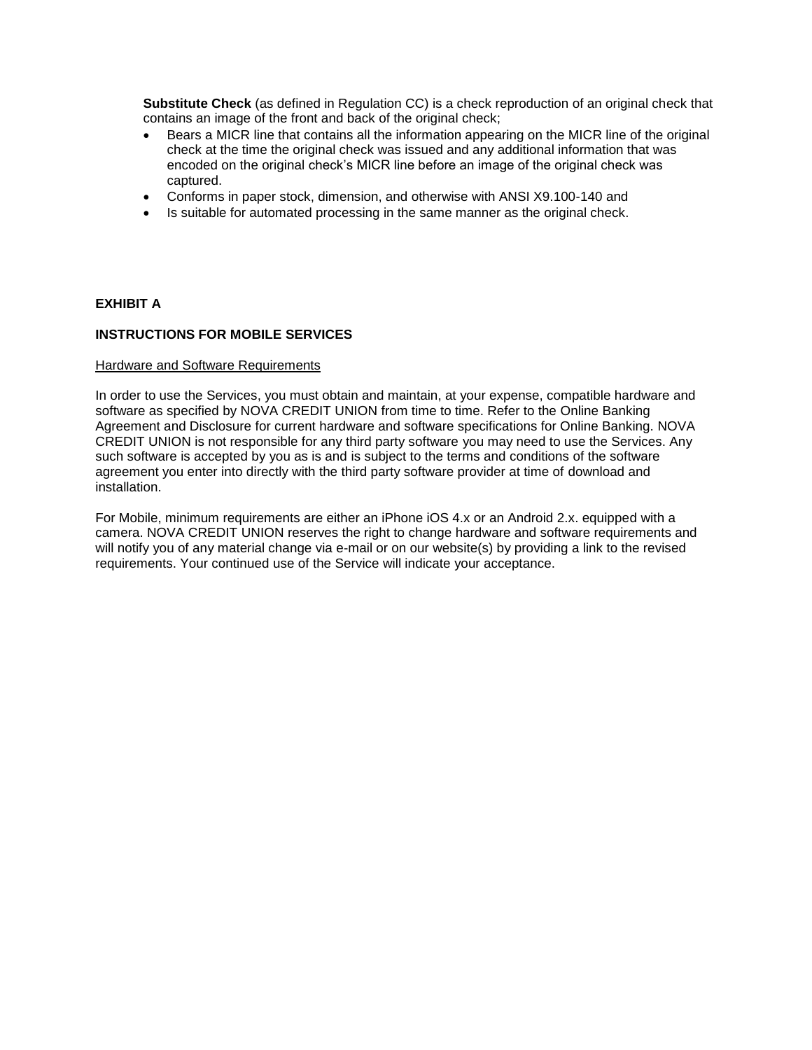**Substitute Check** (as defined in Regulation CC) is a check reproduction of an original check that contains an image of the front and back of the original check;

- Bears a MICR line that contains all the information appearing on the MICR line of the original check at the time the original check was issued and any additional information that was encoded on the original check's MICR line before an image of the original check was captured.
- Conforms in paper stock, dimension, and otherwise with ANSI X9.100-140 and
- Is suitable for automated processing in the same manner as the original check.

**EXHIBIT A**

**INSTRUCTIONS FOR MOBILE SERVICES**

Hardware and Software Requirements

In order to use the Services, you must obtain and maintain, at your expense, compatible hardware and software as specified by NOVA CREDIT UNION from time to time. Refer to the Online Banking Agreement and Disclosure for current hardware and software specifications for Online Banking. NOVA CREDIT UNION is not responsible for any third party software you may need to use the Services. Any such software is accepted by you as is and is subject to the terms and conditions of the software agreement you enter into directly with the third party software provider at time of download and installation.

For Mobile, minimum requirements are either an iPhone iOS 4.x or an Android 2.x. equipped with a camera. NOVA CREDIT UNION reserves the right to change hardware and software requirements and will notify you of any material change via e-mail or on our website(s) by providing a link to the revised requirements. Your continued use of the Service will indicate your acceptance.